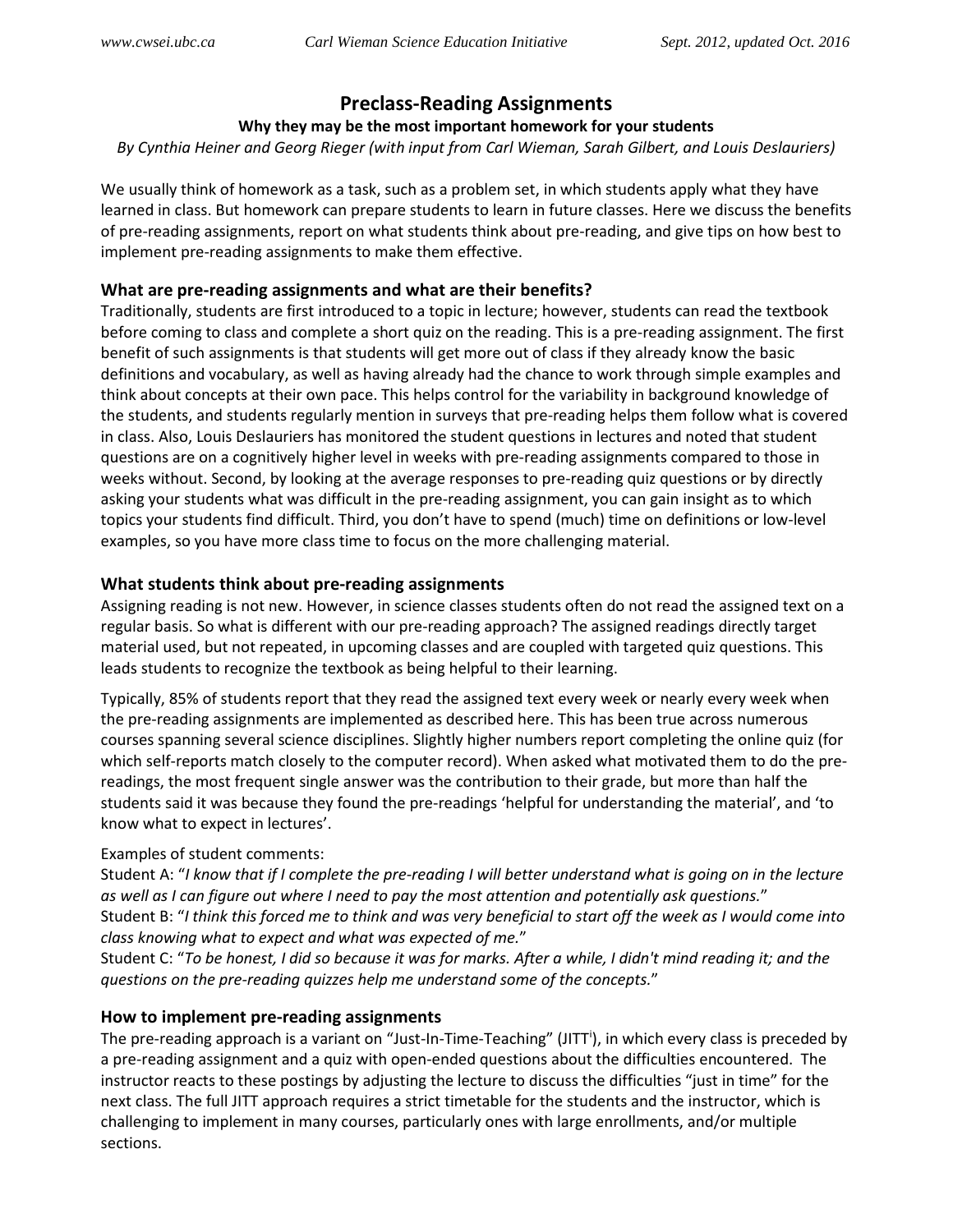# Preclass-Reading Assignments

**Why they may be the most important homework for your students**

*By Cynthia Heiner and Georg Rieger (with input from Carl Wieman, Sarah Gilbert, and Louis Deslauriers)*

We usually think of homework as a task, such as a problem set, in which students apply what they have learned in class. But homework can prepare students to learn in future classes. Here we discuss the benefits of pre-reading assignments, report on what students think about pre-reading, and give tips on how best to implement pre-reading assignments to make them effective.

## What are pre-reading assignments and what are their benefits?

Traditionally, students are first introduced to a topic in lecture; however, students can read the textbook before coming to class and complete a short quiz on the reading. This is a pre-reading assignment. The first benefit of such assignments is that students will get more out of class if they already know the basic definitions and vocabulary, as well as having already had the chance to work through simple examples and think about concepts at their own pace. This helps control for the variability in background knowledge of the students, and students regularly mention in surveys that pre-reading helps them follow what is covered in class. Also, Louis Deslauriers has monitored the student questions in lectures and noted that student questions are on a cognitively higher level in weeks with pre-reading assignments compared to those in weeks without. Second, by looking at the average responses to pre-reading quiz questions or by directly asking your students what was difficult in the pre-reading assignment, you can gain insight as to which topics your students find difficult. Third, you don't have to spend (much) time on definitions or low-level examples, so you have more class time to focus on the more challenging material.

## What students think about pre-reading assignments

Assigning reading is not new. However, in science classes students often do not read the assigned text on a regular basis. So what is different with our pre-reading approach? The assigned readings directly target material used, but not repeated, in upcoming classes and are coupled with targeted quiz questions. This leads students to recognize the textbook as being helpful to their learning.

Typically, 85% of students report that they read the assigned text every week or nearly every week when the pre-reading assignments are implemented as described here. This has been true across numerous courses spanning several science disciplines. Slightly higher numbers report completing the online quiz (for which self-reports match closely to the computer record). When asked what motivated them to do the pre-readings, the most frequent single answer was the contribution to their grade, but more than half the students said it was because they found the pre-readings 'helpful for understanding the material', and 'to know what to expect in lectures'.

Examples of student comments:

Student A: "*I know that if I complete the pre-reading I will better understand what is going on in the lecture as well as I can figure out where I need to pay the most attention and potentially ask questions.*"

Student B: "*I think this forced me to think and was very beneficial to start off the week as I would come into class knowing what to expect and what was expected of me.*"

Student C: "*To be honest, I did so because it was for marks. After a while, I didn't mind reading it; and the questions on the pre-reading quizzes help me understand some of the concepts.*"

## How to implement pre-reading assignments

The pre-reading approach is a variant on "Just-In-Time-Teaching" (JITT[i]), in which every class is preceded by a pre-reading assignment and a quiz with open-ended questions about the difficulties encountered. The instructor reacts to these postings by adjusting the lecture to discuss the difficulties "just in time" for the next class. The full JITT approach requires a strict timetable for the students and the instructor, which is challenging to implement in many courses, particularly ones with large enrollments, and/or multiple sections.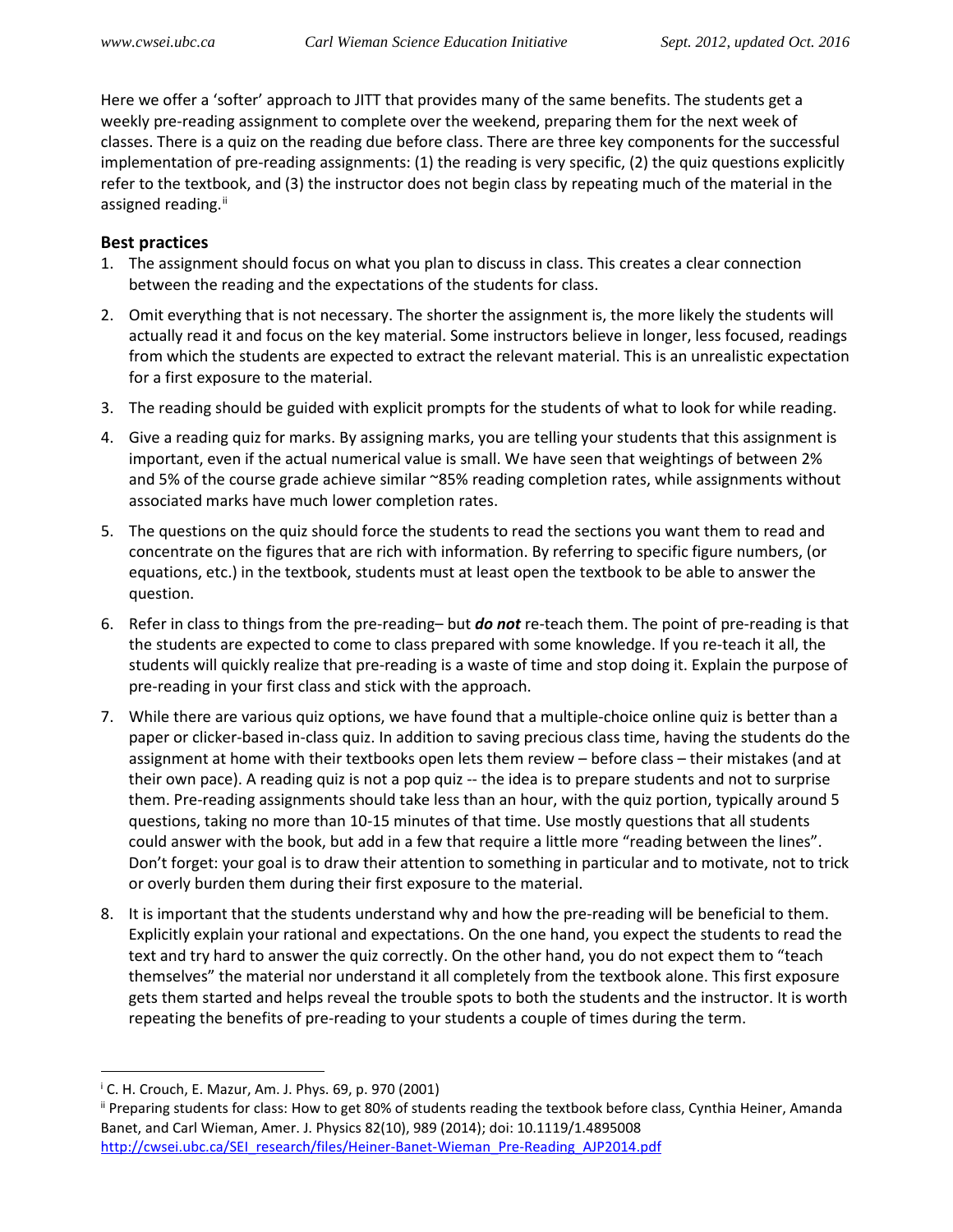Here we offer a 'softer' approach to JITT that provides many of the same benefits. The students get a weekly pre-reading assignment to complete over the weekend, preparing them for the next week of classes. There is a quiz on the reading due before class. There are three key components for the successful implementation of pre-reading assignments: (1) the reading is very specific, (2) the quiz questions explicitly refer to the textbook, and (3) the instructor does not begin class by repeating much of the material in the assigned reading.[ii]

## Best practices

1. The assignment should focus on what you plan to discuss in class. This creates a clear connection between the reading and the expectations of the students for class.
2. Omit everything that is not necessary. The shorter the assignment is, the more likely the students will actually read it and focus on the key material. Some instructors believe in longer, less focused, readings from which the students are expected to extract the relevant material. This is an unrealistic expectation for a first exposure to the material.
3. The reading should be guided with explicit prompts for the students of what to look for while reading.
4. Give a reading quiz for marks. By assigning marks, you are telling your students that this assignment is important, even if the actual numerical value is small. We have seen that weightings of between 2% and 5% of the course grade achieve similar ~85% reading completion rates, while assignments without associated marks have much lower completion rates.
5. The questions on the quiz should force the students to read the sections you want them to read and concentrate on the figures that are rich with information. By referring to specific figure numbers, (or equations, etc.) in the textbook, students must at least open the textbook to be able to answer the question.
6. Refer in class to things from the pre-reading– but ***do not*** re-teach them. The point of pre-reading is that the students are expected to come to class prepared with some knowledge. If you re-teach it all, the students will quickly realize that pre-reading is a waste of time and stop doing it. Explain the purpose of pre-reading in your first class and stick with the approach.
7. While there are various quiz options, we have found that a multiple-choice online quiz is better than a paper or clicker-based in-class quiz. In addition to saving precious class time, having the students do the assignment at home with their textbooks open lets them review – before class – their mistakes (and at their own pace). A reading quiz is not a pop quiz -- the idea is to prepare students and not to surprise them. Pre-reading assignments should take less than an hour, with the quiz portion, typically around 5 questions, taking no more than 10-15 minutes of that time. Use mostly questions that all students could answer with the book, but add in a few that require a little more "reading between the lines". Don't forget: your goal is to draw their attention to something in particular and to motivate, not to trick or overly burden them during their first exposure to the material.
8. It is important that the students understand why and how the pre-reading will be beneficial to them. Explicitly explain your rational and expectations. On the one hand, you expect the students to read the text and try hard to answer the quiz correctly. On the other hand, you do not expect them to "teach themselves" the material nor understand it all completely from the textbook alone. This first exposure gets them started and helps reveal the trouble spots to both the students and the instructor. It is worth repeating the benefits of pre-reading to your students a couple of times during the term.

---

[i] C. H. Crouch, E. Mazur, Am. J. Phys. 69, p. 970 (2001)

[ii] Preparing students for class: How to get 80% of students reading the textbook before class, Cynthia Heiner, Amanda Banet, and Carl Wieman, Amer. J. Physics 82(10), 989 (2014); doi: 10.1119/1.4895008 http://cwsei.ubc.ca/SEI_research/files/Heiner-Banet-Wieman_Pre-Reading_AJP2014.pdf